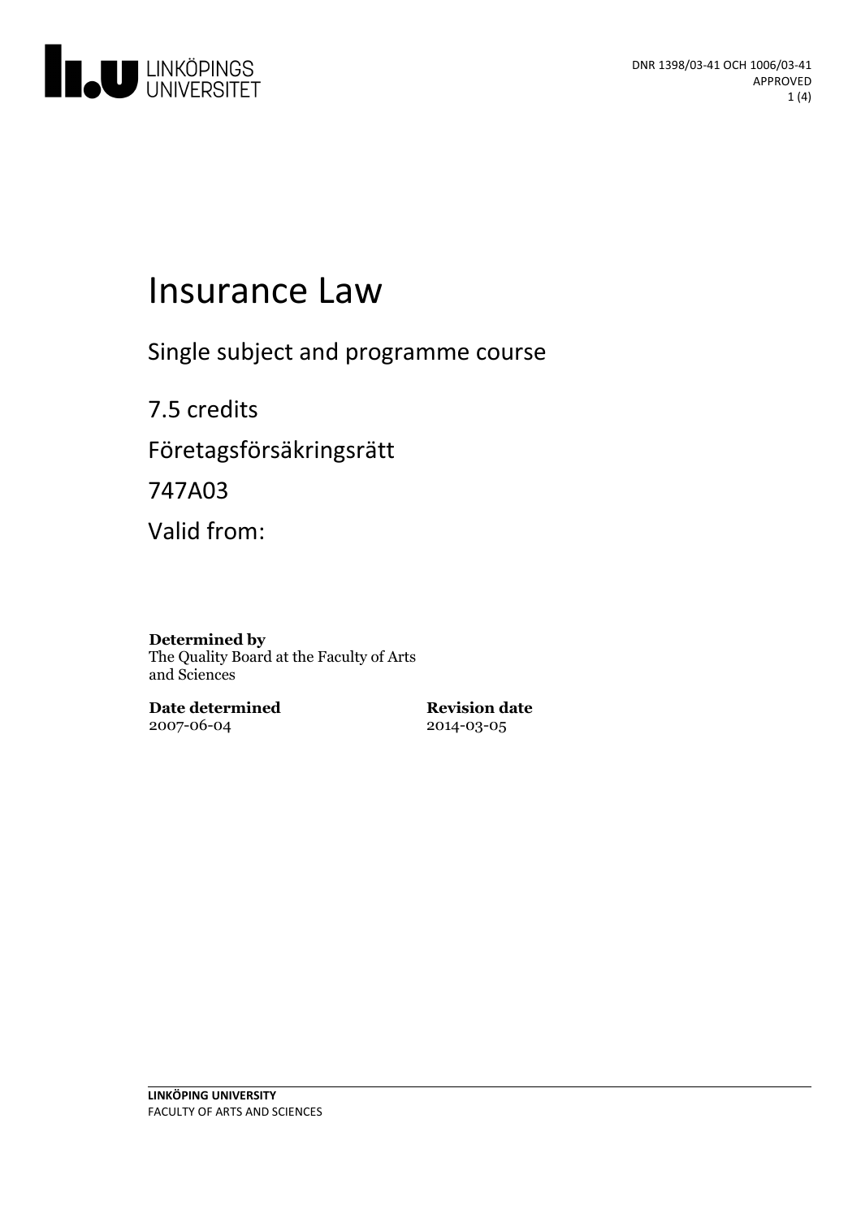DNR 1398/03-41 OCH 1006/03-41
APPROVED

# Insurance Law

Single subject and programme course

7.5 credits

Företagsförsäkringsrätt

747A03

Valid from:

**Determined by**
The Quality Board at the Faculty of Arts and Sciences

**Date determined**
2007-06-04

**Revision date**
2014-03-05

**LINKÖPING UNIVERSITY**
FACULTY OF ARTS AND SCIENCES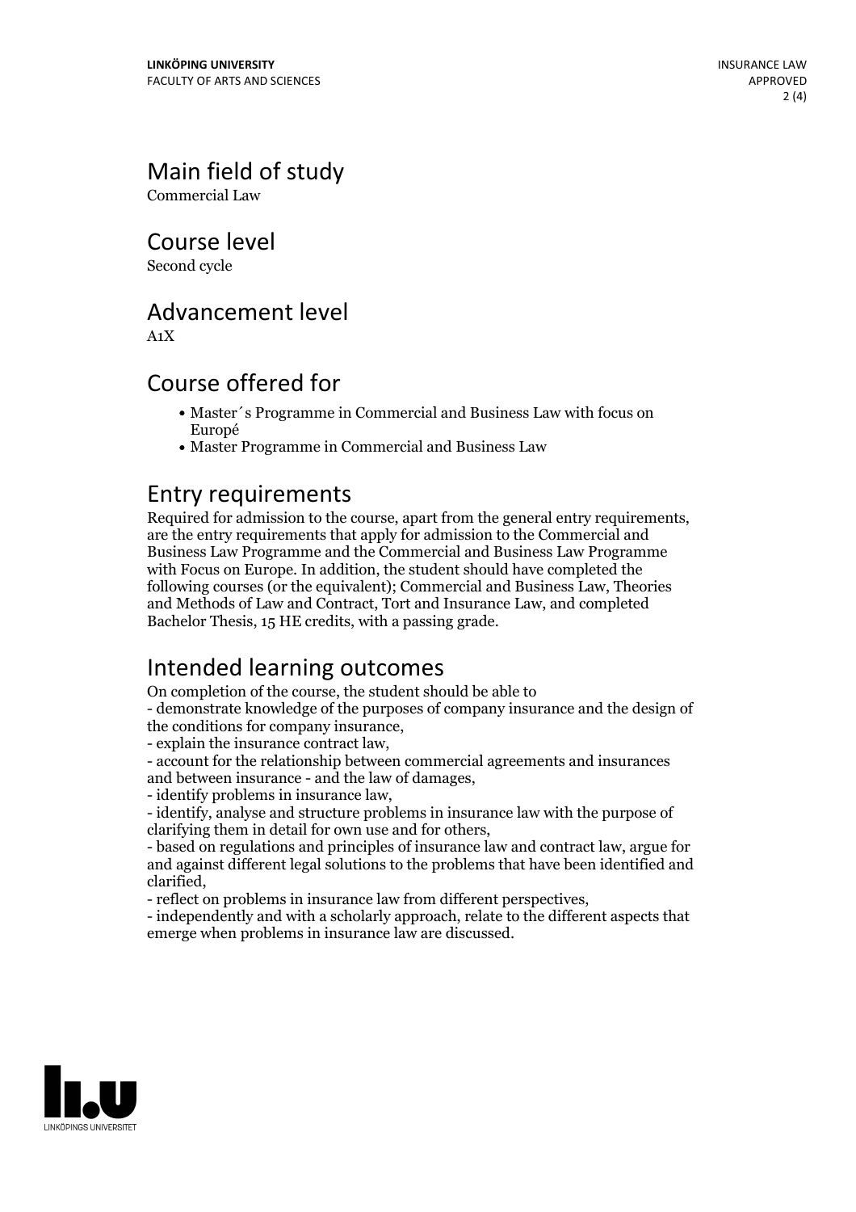## Main field of study

Commercial Law

## Course level

Second cycle

## Advancement level

A1X

## Course offered for

- Master´s Programme in Commercial and Business Law with focus on Europé
- Master Programme in Commercial and Business Law

## Entry requirements

Required for admission to the course, apart from the general entry requirements, are the entry requirements that apply for admission to the Commercial and Business Law Programme and the Commercial and Business Law Programme with Focus on Europe. In addition, the student should have completed the following courses (or the equivalent); Commercial and Business Law, Theories and Methods of Law and Contract, Tort and Insurance Law, and completed Bachelor Thesis, 15 HE credits, with a passing grade.

## Intended learning outcomes

On completion of the course, the student should be able to

- demonstrate knowledge of the purposes of company insurance and the design of the conditions for company insurance,
- explain the insurance contract law,
- account for the relationship between commercial agreements and insurances and between insurance - and the law of damages,
- identify problems in insurance law,
- identify, analyse and structure problems in insurance law with the purpose of clarifying them in detail for own use and for others,
- based on regulations and principles of insurance law and contract law, argue for and against different legal solutions to the problems that have been identified and clarified,
- reflect on problems in insurance law from different perspectives,
- independently and with a scholarly approach, relate to the different aspects that emerge when problems in insurance law are discussed.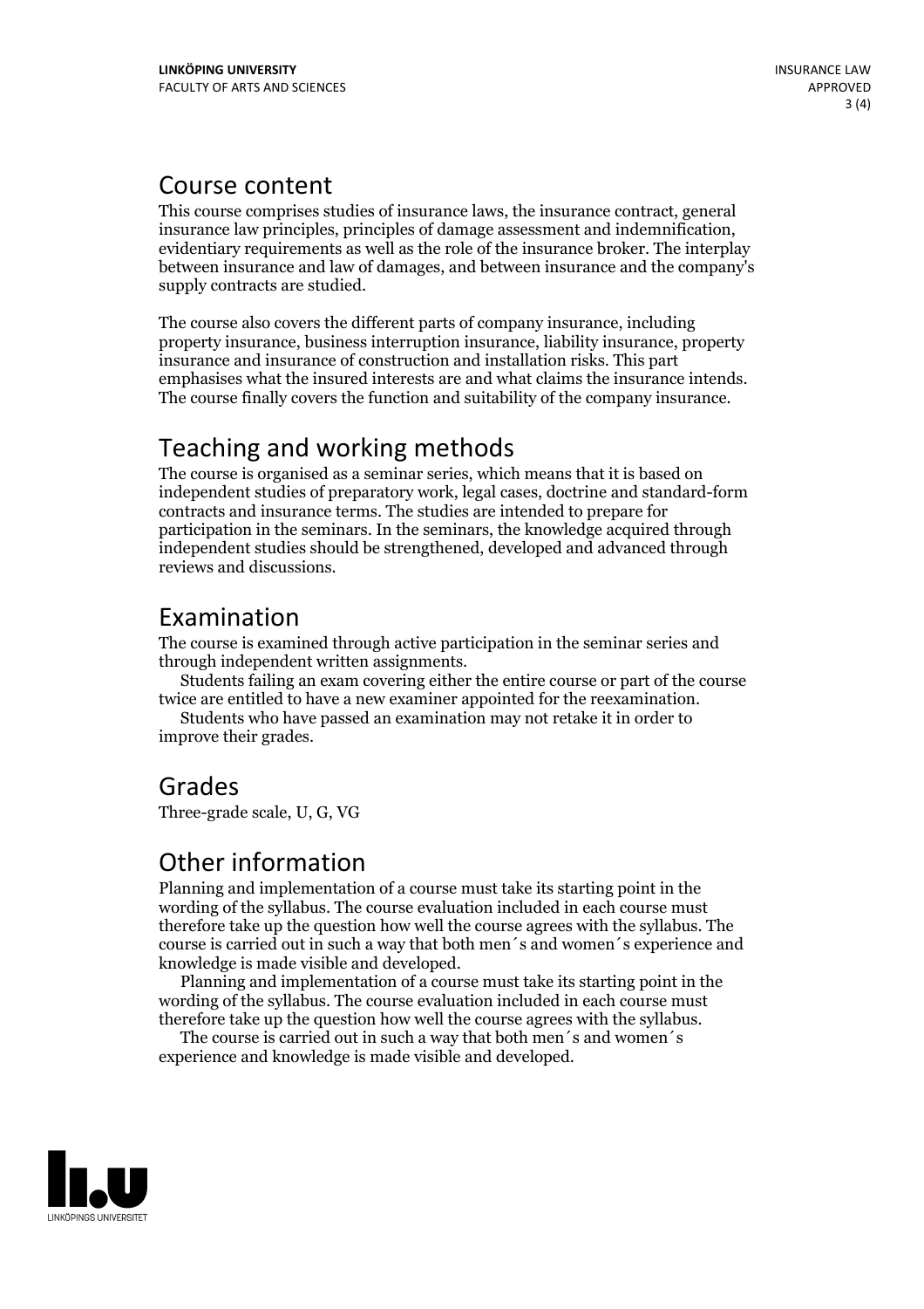## Course content

This course comprises studies of insurance laws, the insurance contract, general insurance law principles, principles of damage assessment and indemnification, evidentiary requirements as well as the role of the insurance broker. The interplay between insurance and law of damages, and between insurance and the company's supply contracts are studied.

The course also covers the different parts of company insurance, including property insurance, business interruption insurance, liability insurance, property insurance and insurance of construction and installation risks. This part emphasises what the insured interests are and what claims the insurance intends. The course finally covers the function and suitability of the company insurance.

## Teaching and working methods

The course is organised as a seminar series, which means that it is based on independent studies of preparatory work, legal cases, doctrine and standard-form contracts and insurance terms. The studies are intended to prepare for participation in the seminars. In the seminars, the knowledge acquired through independent studies should be strengthened, developed and advanced through reviews and discussions.

## Examination

The course is examined through active participation in the seminar series and through independent written assignments.

Students failing an exam covering either the entire course or part of the course twice are entitled to have a new examiner appointed for the reexamination.

Students who have passed an examination may not retake it in order to improve their grades.

## Grades

Three-grade scale, U, G, VG

## Other information

Planning and implementation of a course must take its starting point in the wording of the syllabus. The course evaluation included in each course must therefore take up the question how well the course agrees with the syllabus. The course is carried out in such a way that both men´s and women´s experience and knowledge is made visible and developed.

Planning and implementation of a course must take its starting point in the wording of the syllabus. The course evaluation included in each course must therefore take up the question how well the course agrees with the syllabus.

The course is carried out in such a way that both men´s and women´s experience and knowledge is made visible and developed.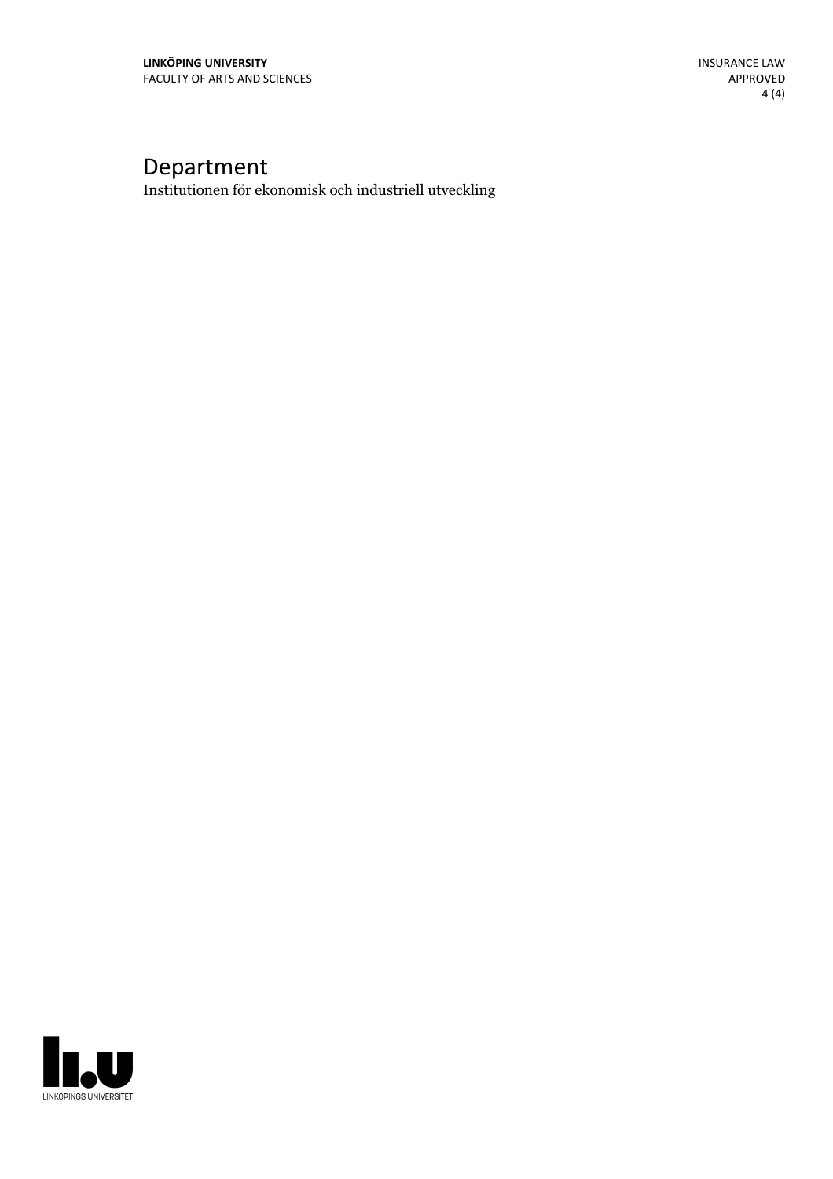## Department

Institutionen för ekonomisk och industriell utveckling